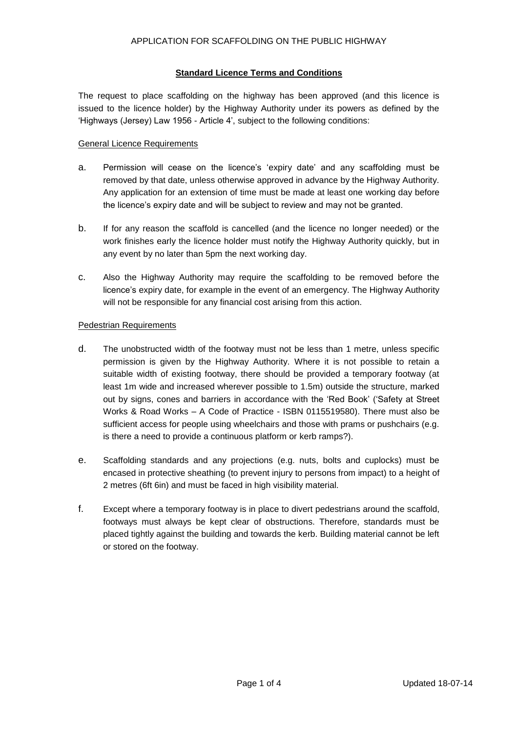APPLICATION FOR SCAFFOLDING ON THE PUBLIC HIGHWAY

## **Standard Licence Terms and Conditions**

The request to place scaffolding on the highway has been approved (and this licence is issued to the licence holder) by the Highway Authority under its powers as defined by the 'Highways (Jersey) Law 1956 - Article 4', subject to the following conditions:

### General Licence Requirements

a. Permission will cease on the licence's 'expiry date' and any scaffolding must be removed by that date, unless otherwise approved in advance by the Highway Authority. Any application for an extension of time must be made at least one working day before the licence's expiry date and will be subject to review and may not be granted.

b. If for any reason the scaffold is cancelled (and the licence no longer needed) or the work finishes early the licence holder must notify the Highway Authority quickly, but in any event by no later than 5pm the next working day.

c. Also the Highway Authority may require the scaffolding to be removed before the licence's expiry date, for example in the event of an emergency. The Highway Authority will not be responsible for any financial cost arising from this action.

### Pedestrian Requirements

d. The unobstructed width of the footway must not be less than 1 metre, unless specific permission is given by the Highway Authority. Where it is not possible to retain a suitable width of existing footway, there should be provided a temporary footway (at least 1m wide and increased wherever possible to 1.5m) outside the structure, marked out by signs, cones and barriers in accordance with the 'Red Book' ('Safety at Street Works & Road Works – A Code of Practice - ISBN 0115519580). There must also be sufficient access for people using wheelchairs and those with prams or pushchairs (e.g. is there a need to provide a continuous platform or kerb ramps?).

e. Scaffolding standards and any projections (e.g. nuts, bolts and cuplocks) must be encased in protective sheathing (to prevent injury to persons from impact) to a height of 2 metres (6ft 6in) and must be faced in high visibility material.

f. Except where a temporary footway is in place to divert pedestrians around the scaffold, footways must always be kept clear of obstructions. Therefore, standards must be placed tightly against the building and towards the kerb. Building material cannot be left or stored on the footway.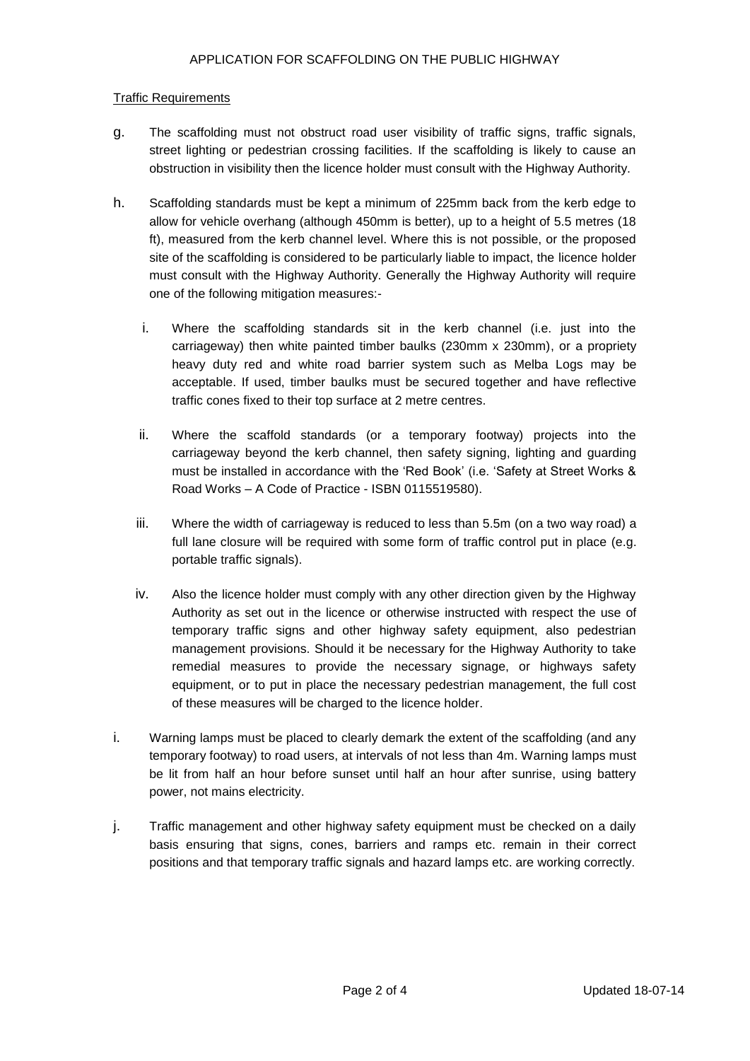APPLICATION FOR SCAFFOLDING ON THE PUBLIC HIGHWAY

Traffic Requirements

g. The scaffolding must not obstruct road user visibility of traffic signs, traffic signals, street lighting or pedestrian crossing facilities. If the scaffolding is likely to cause an obstruction in visibility then the licence holder must consult with the Highway Authority.

h. Scaffolding standards must be kept a minimum of 225mm back from the kerb edge to allow for vehicle overhang (although 450mm is better), up to a height of 5.5 metres (18 ft), measured from the kerb channel level. Where this is not possible, or the proposed site of the scaffolding is considered to be particularly liable to impact, the licence holder must consult with the Highway Authority. Generally the Highway Authority will require one of the following mitigation measures:-

   i. Where the scaffolding standards sit in the kerb channel (i.e. just into the carriageway) then white painted timber baulks (230mm x 230mm), or a propriety heavy duty red and white road barrier system such as Melba Logs may be acceptable. If used, timber baulks must be secured together and have reflective traffic cones fixed to their top surface at 2 metre centres.

   ii. Where the scaffold standards (or a temporary footway) projects into the carriageway beyond the kerb channel, then safety signing, lighting and guarding must be installed in accordance with the 'Red Book' (i.e. 'Safety at Street Works & Road Works – A Code of Practice - ISBN 0115519580).

   iii. Where the width of carriageway is reduced to less than 5.5m (on a two way road) a full lane closure will be required with some form of traffic control put in place (e.g. portable traffic signals).

   iv. Also the licence holder must comply with any other direction given by the Highway Authority as set out in the licence or otherwise instructed with respect the use of temporary traffic signs and other highway safety equipment, also pedestrian management provisions. Should it be necessary for the Highway Authority to take remedial measures to provide the necessary signage, or highways safety equipment, or to put in place the necessary pedestrian management, the full cost of these measures will be charged to the licence holder.

i. Warning lamps must be placed to clearly demark the extent of the scaffolding (and any temporary footway) to road users, at intervals of not less than 4m. Warning lamps must be lit from half an hour before sunset until half an hour after sunrise, using battery power, not mains electricity.

j. Traffic management and other highway safety equipment must be checked on a daily basis ensuring that signs, cones, barriers and ramps etc. remain in their correct positions and that temporary traffic signals and hazard lamps etc. are working correctly.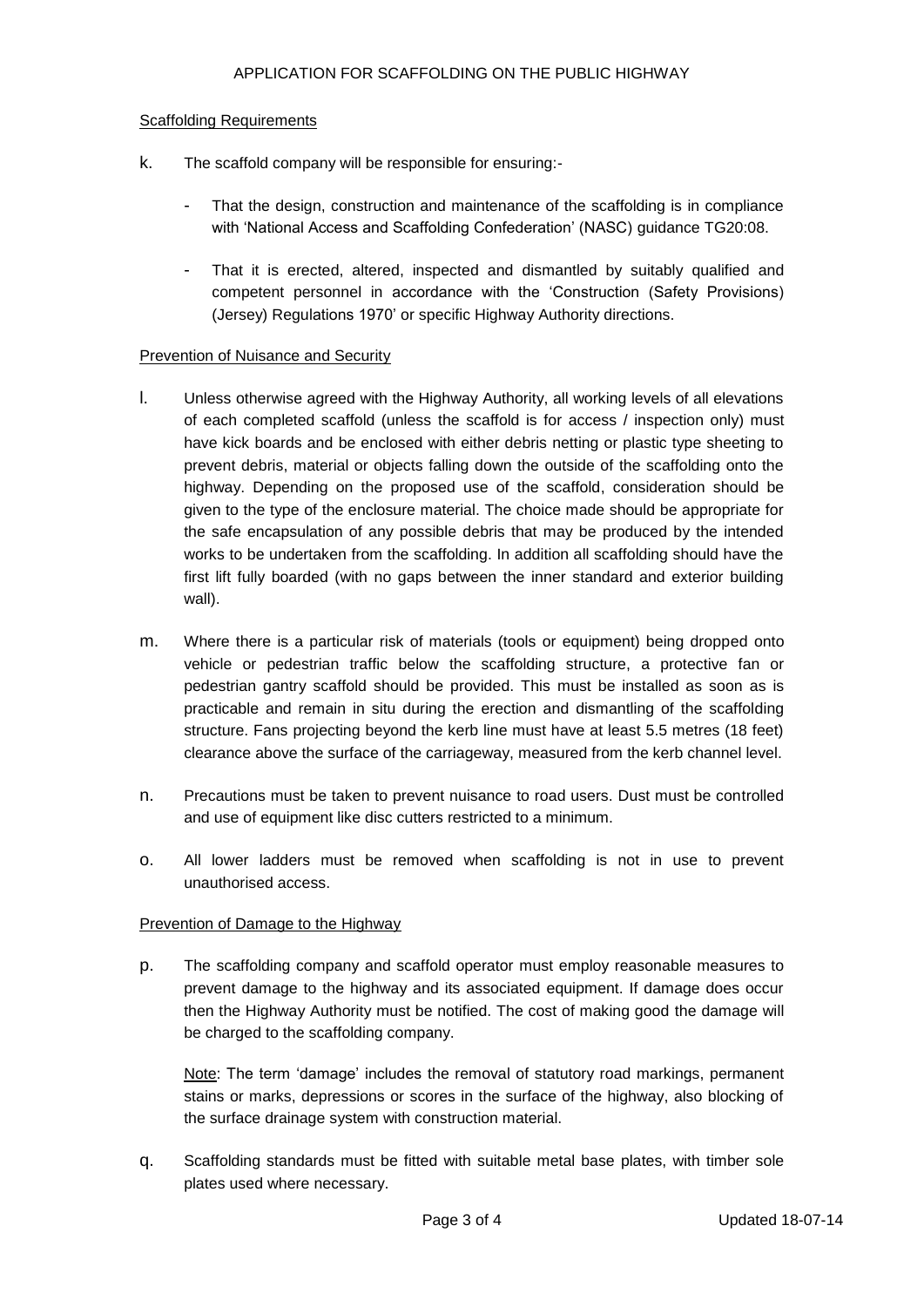APPLICATION FOR SCAFFOLDING ON THE PUBLIC HIGHWAY

Scaffolding Requirements

k. The scaffold company will be responsible for ensuring:-

- That the design, construction and maintenance of the scaffolding is in compliance with 'National Access and Scaffolding Confederation' (NASC) guidance TG20:08.
- That it is erected, altered, inspected and dismantled by suitably qualified and competent personnel in accordance with the 'Construction (Safety Provisions) (Jersey) Regulations 1970' or specific Highway Authority directions.

Prevention of Nuisance and Security

l. Unless otherwise agreed with the Highway Authority, all working levels of all elevations of each completed scaffold (unless the scaffold is for access / inspection only) must have kick boards and be enclosed with either debris netting or plastic type sheeting to prevent debris, material or objects falling down the outside of the scaffolding onto the highway. Depending on the proposed use of the scaffold, consideration should be given to the type of the enclosure material. The choice made should be appropriate for the safe encapsulation of any possible debris that may be produced by the intended works to be undertaken from the scaffolding. In addition all scaffolding should have the first lift fully boarded (with no gaps between the inner standard and exterior building wall).

m. Where there is a particular risk of materials (tools or equipment) being dropped onto vehicle or pedestrian traffic below the scaffolding structure, a protective fan or pedestrian gantry scaffold should be provided. This must be installed as soon as is practicable and remain in situ during the erection and dismantling of the scaffolding structure. Fans projecting beyond the kerb line must have at least 5.5 metres (18 feet) clearance above the surface of the carriageway, measured from the kerb channel level.

n. Precautions must be taken to prevent nuisance to road users. Dust must be controlled and use of equipment like disc cutters restricted to a minimum.

o. All lower ladders must be removed when scaffolding is not in use to prevent unauthorised access.

Prevention of Damage to the Highway

p. The scaffolding company and scaffold operator must employ reasonable measures to prevent damage to the highway and its associated equipment. If damage does occur then the Highway Authority must be notified. The cost of making good the damage will be charged to the scaffolding company.

Note: The term 'damage' includes the removal of statutory road markings, permanent stains or marks, depressions or scores in the surface of the highway, also blocking of the surface drainage system with construction material.

q. Scaffolding standards must be fitted with suitable metal base plates, with timber sole plates used where necessary.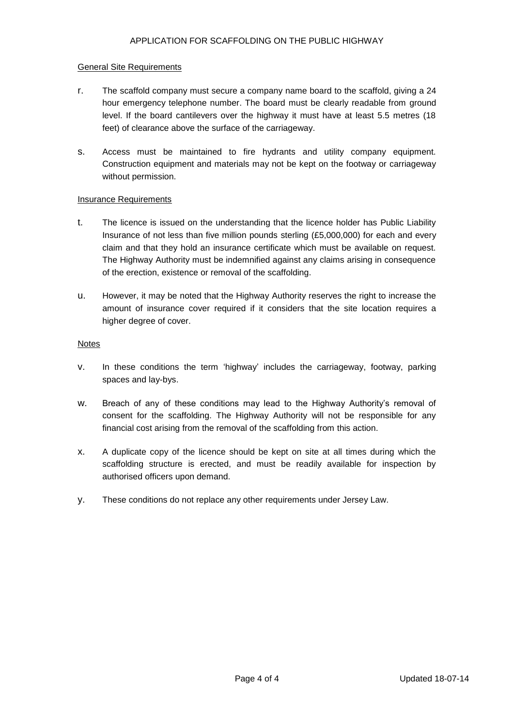APPLICATION FOR SCAFFOLDING ON THE PUBLIC HIGHWAY

## General Site Requirements

r. The scaffold company must secure a company name board to the scaffold, giving a 24 hour emergency telephone number. The board must be clearly readable from ground level. If the board cantilevers over the highway it must have at least 5.5 metres (18 feet) of clearance above the surface of the carriageway.

s. Access must be maintained to fire hydrants and utility company equipment. Construction equipment and materials may not be kept on the footway or carriageway without permission.

## Insurance Requirements

t. The licence is issued on the understanding that the licence holder has Public Liability Insurance of not less than five million pounds sterling (£5,000,000) for each and every claim and that they hold an insurance certificate which must be available on request. The Highway Authority must be indemnified against any claims arising in consequence of the erection, existence or removal of the scaffolding.

u. However, it may be noted that the Highway Authority reserves the right to increase the amount of insurance cover required if it considers that the site location requires a higher degree of cover.

## Notes

v. In these conditions the term 'highway' includes the carriageway, footway, parking spaces and lay-bys.

w. Breach of any of these conditions may lead to the Highway Authority's removal of consent for the scaffolding. The Highway Authority will not be responsible for any financial cost arising from the removal of the scaffolding from this action.

x. A duplicate copy of the licence should be kept on site at all times during which the scaffolding structure is erected, and must be readily available for inspection by authorised officers upon demand.

y. These conditions do not replace any other requirements under Jersey Law.

Updated 18-07-14